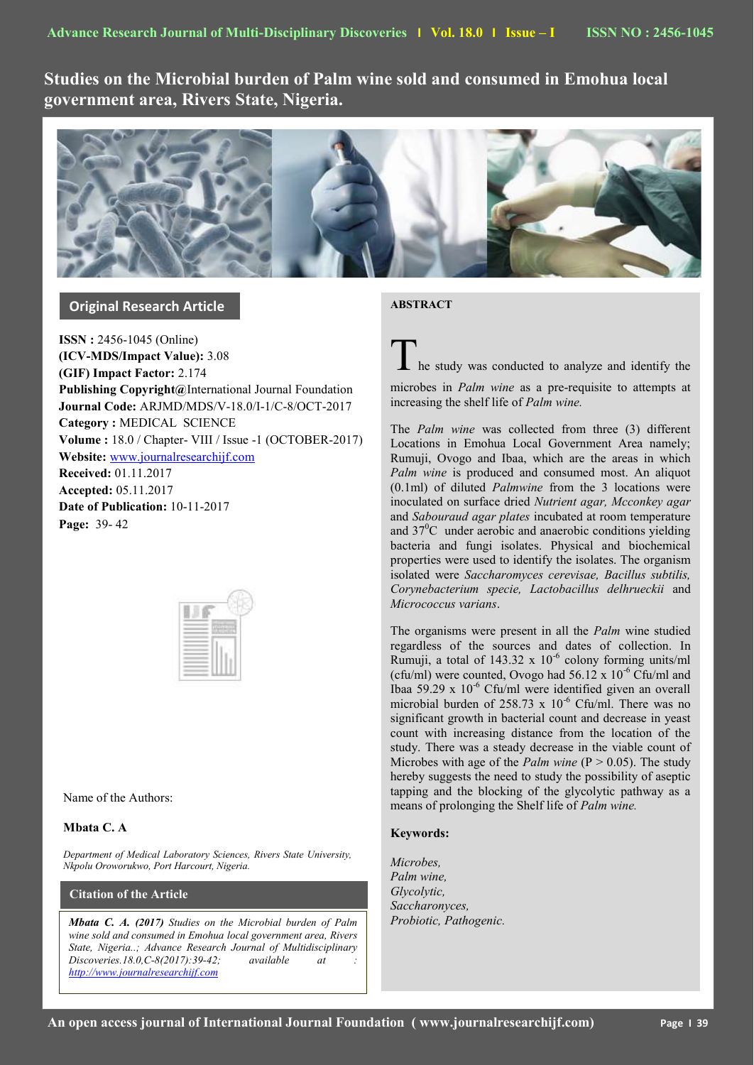# Studies on the Microbial burden of Palm wine sold and consumed in Emohua local government area, Rivers State, Nigeria.

## Original Research Article

**ISSN :** 2456-1045 (Online)
**(ICV-MDS/Impact Value):** 3.08
**(GIF) Impact Factor:** 2.174
**Publishing Copyright@**International Journal Foundation
**Journal Code:** ARJMD/MDS/V-18.0/I-1/C-8/OCT-2017
**Category :** MEDICAL SCIENCE
**Volume :** 18.0 / Chapter- VIII / Issue -1 (OCTOBER-2017)
**Website:** www.journalresearchijf.com
**Received:** 01.11.2017
**Accepted:** 05.11.2017
**Date of Publication:** 10-11-2017
**Page:** 39- 42

Name of the Authors:

**Mbata C. A**

*Department of Medical Laboratory Sciences, Rivers State University, Nkpolu Oroworukwo, Port Harcourt, Nigeria.*

### Citation of the Article

***Mbata C. A. (2017)** Studies on the Microbial burden of Palm wine sold and consumed in Emohua local government area, Rivers State, Nigeria..; Advance Research Journal of Multidisciplinary Discoveries.18.0,C-8(2017):39-42; available at : http://www.journalresearchijf.com*

### ABSTRACT

The study was conducted to analyze and identify the microbes in *Palm wine* as a pre-requisite to attempts at increasing the shelf life of *Palm wine.*

The *Palm wine* was collected from three (3) different Locations in Emohua Local Government Area namely; Rumuji, Ovogo and Ibaa, which are the areas in which *Palm wine* is produced and consumed most. An aliquot (0.1ml) of diluted *Palmwine* from the 3 locations were inoculated on surface dried *Nutrient agar, Mcconkey agar* and *Sabouraud agar plates* incubated at room temperature and $37^0$C under aerobic and anaerobic conditions yielding bacteria and fungi isolates. Physical and biochemical properties were used to identify the isolates. The organism isolated were *Saccharomyces cerevisae, Bacillus subtilis, Corynebacterium specie, Lactobacillus delhrueckii* and *Micrococcus varians*.

The organisms were present in all the *Palm* wine studied regardless of the sources and dates of collection. In Rumuji, a total of 143.32 x $10^{-6}$ colony forming units/ml (cfu/ml) were counted, Ovogo had 56.12 x $10^{-6}$ Cfu/ml and Ibaa 59.29 x $10^{-6}$ Cfu/ml were identified given an overall microbial burden of 258.73 x $10^{-6}$ Cfu/ml. There was no significant growth in bacterial count and decrease in yeast count with increasing distance from the location of the study. There was a steady decrease in the viable count of Microbes with age of the *Palm wine* ($P > 0.05$). The study hereby suggests the need to study the possibility of aseptic tapping and the blocking of the glycolytic pathway as a means of prolonging the Shelf life of *Palm wine.*

**Keywords:**

*Microbes,*
*Palm wine,*
*Glycolytic,*
*Saccharonyces,*
*Probiotic, Pathogenic.*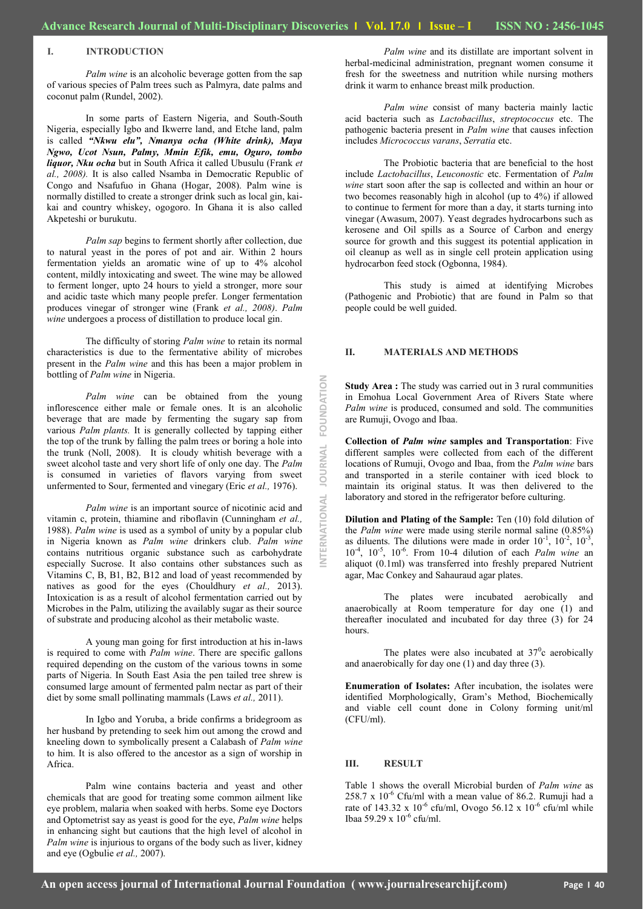## I. INTRODUCTION

*Palm wine* is an alcoholic beverage gotten from the sap of various species of Palm trees such as Palmyra, date palms and coconut palm (Rundel, 2002).

In some parts of Eastern Nigeria, and South-South Nigeria, especially Igbo and Ikwerre land, and Etche land, palm is called ***"Nkwu elu", Nmanya ocha (White drink), Maya Ngwo, Ucot Nsun, Palmy, Mmin Efik, emu, Oguro, tombo liquor, Nku ocha*** but in South Africa it called Ubusulu (Frank *et al., 2008).* It is also called Nsamba in Democratic Republic of Congo and Nsafufuo in Ghana (Hogar, 2008). Palm wine is normally distilled to create a stronger drink such as local gin, kai-kai and country whiskey, ogogoro. In Ghana it is also called Akpeteshi or burukutu.

*Palm sap* begins to ferment shortly after collection, due to natural yeast in the pores of pot and air. Within 2 hours fermentation yields an aromatic wine of up to 4% alcohol content, mildly intoxicating and sweet. The wine may be allowed to ferment longer, upto 24 hours to yield a stronger, more sour and acidic taste which many people prefer. Longer fermentation produces vinegar of stronger wine (Frank *et al., 2008). Palm wine* undergoes a process of distillation to produce local gin.

The difficulty of storing *Palm wine* to retain its normal characteristics is due to the fermentative ability of microbes present in the *Palm wine* and this has been a major problem in bottling of *Palm wine* in Nigeria.

*Palm wine* can be obtained from the young inflorescence either male or female ones. It is an alcoholic beverage that are made by fermenting the sugary sap from various *Palm plants.* It is generally collected by tapping either the top of the trunk by falling the palm trees or boring a hole into the trunk (Noll, 2008). It is cloudy whitish beverage with a sweet alcohol taste and very short life of only one day. The *Palm* is consumed in varieties of flavors varying from sweet unfermented to Sour, fermented and vinegary (Eric *et al.,* 1976).

*Palm wine* is an important source of nicotinic acid and vitamin c, protein, thiamine and riboflavin (Cunningham *et al.,* 1988). *Palm wine* is used as a symbol of unity by a popular club in Nigeria known as *Palm wine* drinkers club. *Palm wine* contains nutritious organic substance such as carbohydrate especially Sucrose. It also contains other substances such as Vitamins C, B, B1, B2, B12 and load of yeast recommended by natives as good for the eyes (Chouldhury *et al.,* 2013). Intoxication is as a result of alcohol fermentation carried out by Microbes in the Palm, utilizing the availably sugar as their source of substrate and producing alcohol as their metabolic waste.

A young man going for first introduction at his in-laws is required to come with *Palm wine*. There are specific gallons required depending on the custom of the various towns in some parts of Nigeria. In South East Asia the pen tailed tree shrew is consumed large amount of fermented palm nectar as part of their diet by some small pollinating mammals (Laws *et al.,* 2011).

In Igbo and Yoruba, a bride confirms a bridegroom as her husband by pretending to seek him out among the crowd and kneeling down to symbolically present a Calabash of *Palm wine* to him. It is also offered to the ancestor as a sign of worship in Africa.

Palm wine contains bacteria and yeast and other chemicals that are good for treating some common ailment like eye problem, malaria when soaked with herbs. Some eye Doctors and Optometrist say as yeast is good for the eye, *Palm wine* helps in enhancing sight but cautions that the high level of alcohol in *Palm wine* is injurious to organs of the body such as liver, kidney and eye (Ogbulie *et al.,* 2007).

*Palm wine* and its distillate are important solvent in herbal-medicinal administration, pregnant women consume it fresh for the sweetness and nutrition while nursing mothers drink it warm to enhance breast milk production.

*Palm wine* consist of many bacteria mainly lactic acid bacteria such as *Lactobacillus*, *streptococcus* etc. The pathogenic bacteria present in *Palm wine* that causes infection includes *Micrococcus varans*, *Serratia* etc.

The Probiotic bacteria that are beneficial to the host include *Lactobacillus*, *Leuconostic* etc. Fermentation of *Palm wine* start soon after the sap is collected and within an hour or two becomes reasonably high in alcohol (up to 4%) if allowed to continue to ferment for more than a day, it starts turning into vinegar (Awasum, 2007). Yeast degrades hydrocarbons such as kerosene and Oil spills as a Source of Carbon and energy source for growth and this suggest its potential application in oil cleanup as well as in single cell protein application using hydrocarbon feed stock (Ogbonna, 1984).

This study is aimed at identifying Microbes (Pathogenic and Probiotic) that are found in Palm so that people could be well guided.

## II. MATERIALS AND METHODS

**Study Area :** The study was carried out in 3 rural communities in Emohua Local Government Area of Rivers State where *Palm wine* is produced, consumed and sold. The communities are Rumuji, Ovogo and Ibaa.

**Collection of *Palm wine* samples and Transportation**: Five different samples were collected from each of the different locations of Rumuji, Ovogo and Ibaa, from the *Palm wine* bars and transported in a sterile container with iced block to maintain its original status. It was then delivered to the laboratory and stored in the refrigerator before culturing.

**Dilution and Plating of the Sample:** Ten (10) fold dilution of the *Palm wine* were made using sterile normal saline (0.85%) as diluents. The dilutions were made in order $10^{-1}$, $10^{-2}$, $10^{-3}$, $10^{-4}$, $10^{-5}$, $10^{-6}$. From 10-4 dilution of each *Palm wine* an aliquot (0.1ml) was transferred into freshly prepared Nutrient agar, Mac Conkey and Sahauraud agar plates.

The plates were incubated aerobically and anaerobically at Room temperature for day one (1) and thereafter inoculated and incubated for day three (3) for 24 hours.

The plates were also incubated at $37^0$c aerobically and anaerobically for day one (1) and day three (3).

**Enumeration of Isolates:** After incubation, the isolates were identified Morphologically, Gram's Method, Biochemically and viable cell count done in Colony forming unit/ml (CFU/ml).

## III. RESULT

Table 1 shows the overall Microbial burden of *Palm wine* as 258.7 x $10^{-6}$ Cfu/ml with a mean value of 86.2. Rumuji had a rate of 143.32 x $10^{-6}$ cfu/ml, Ovogo 56.12 x $10^{-6}$ cfu/ml while Ibaa 59.29 x $10^{-6}$ cfu/ml.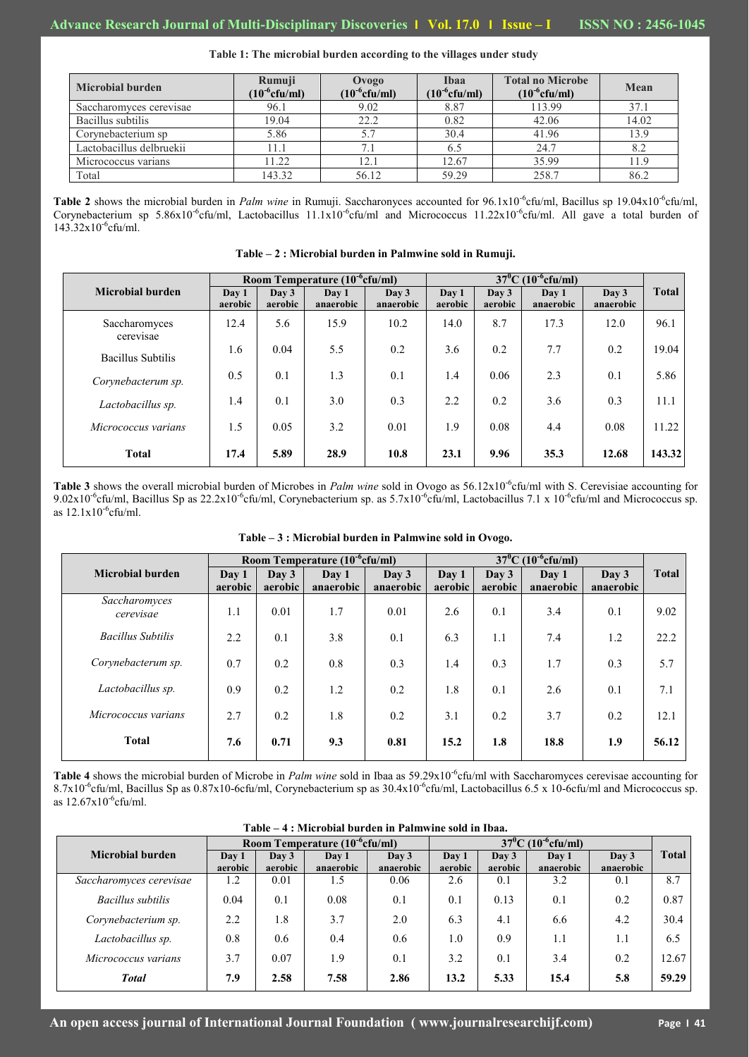**Table 1: The microbial burden according to the villages under study**

| Microbial burden | Rumuji ($10^{-6}$cfu/ml) | Ovogo ($10^{-6}$cfu/ml) | Ibaa ($10^{-6}$cfu/ml) | Total no Microbe ($10^{-6}$cfu/ml) | Mean |
|---|---|---|---|---|---|
| Saccharomyces cerevisae | 96.1 | 9.02 | 8.87 | 113.99 | 37.1 |
| Bacillus subtilis | 19.04 | 22.2 | 0.82 | 42.06 | 14.02 |
| Corynebacterium sp | 5.86 | 5.7 | 30.4 | 41.96 | 13.9 |
| Lactobacillus delbruekii | 11.1 | 7.1 | 6.5 | 24.7 | 8.2 |
| Micrococcus varians | 11.22 | 12.1 | 12.67 | 35.99 | 11.9 |
| Total | 143.32 | 56.12 | 59.29 | 258.7 | 86.2 |

**Table 2** shows the microbial burden in *Palm wine* in Rumuji. Saccharonyces accounted for 96.1x$10^{-6}$cfu/ml, Bacillus sp 19.04x$10^{-6}$cfu/ml, Corynebacterium sp 5.86x$10^{-6}$cfu/ml, Lactobacillus 11.1x$10^{-6}$cfu/ml and Micrococcus 11.22x$10^{-6}$cfu/ml. All gave a total burden of 143.32x$10^{-6}$cfu/ml.

**Table – 2 : Microbial burden in Palmwine sold in Rumuji.**

| Microbial burden | Room Temperature ($10^{-6}$cfu/ml) | | | | $37^0$C ($10^{-6}$cfu/ml) | | | | Total |
|---|---|---|---|---|---|---|---|---|---|
| | Day 1 aerobic | Day 3 aerobic | Day 1 anaerobic | Day 3 anaerobic | Day 1 aerobic | Day 3 aerobic | Day 1 anaerobic | Day 3 anaerobic | |
| Saccharomyces cerevisae | 12.4 | 5.6 | 15.9 | 10.2 | 14.0 | 8.7 | 17.3 | 12.0 | 96.1 |
| Bacillus Subtilis | 1.6 | 0.04 | 5.5 | 0.2 | 3.6 | 0.2 | 7.7 | 0.2 | 19.04 |
| *Corynebacterum sp.* | 0.5 | 0.1 | 1.3 | 0.1 | 1.4 | 0.06 | 2.3 | 0.1 | 5.86 |
| *Lactobacillus sp.* | 1.4 | 0.1 | 3.0 | 0.3 | 2.2 | 0.2 | 3.6 | 0.3 | 11.1 |
| *Micrococcus varians* | 1.5 | 0.05 | 3.2 | 0.01 | 1.9 | 0.08 | 4.4 | 0.08 | 11.22 |
| **Total** | **17.4** | **5.89** | **28.9** | **10.8** | **23.1** | **9.96** | **35.3** | **12.68** | **143.32** |

**Table 3** shows the overall microbial burden of Microbes in *Palm wine* sold in Ovogo as 56.12x$10^{-6}$cfu/ml with S. Cerevisiae accounting for 9.02x$10^{-6}$cfu/ml, Bacillus Sp as 22.2x$10^{-6}$cfu/ml, Corynebacterium sp. as 5.7x$10^{-6}$cfu/ml, Lactobacillus 7.1 x $10^{-6}$cfu/ml and Micrococcus sp. as 12.1x$10^{-6}$cfu/ml.

**Table – 3 : Microbial burden in Palmwine sold in Ovogo.**

| Microbial burden | Room Temperature ($10^{-6}$cfu/ml) | | | | $37^0$C ($10^{-6}$cfu/ml) | | | | Total |
|---|---|---|---|---|---|---|---|---|---|
| | Day 1 aerobic | Day 3 aerobic | Day 1 anaerobic | Day 3 anaerobic | Day 1 aerobic | Day 3 aerobic | Day 1 anaerobic | Day 3 anaerobic | |
| *Saccharomyces cerevisae* | 1.1 | 0.01 | 1.7 | 0.01 | 2.6 | 0.1 | 3.4 | 0.1 | 9.02 |
| *Bacillus Subtilis* | 2.2 | 0.1 | 3.8 | 0.1 | 6.3 | 1.1 | 7.4 | 1.2 | 22.2 |
| *Corynebacterum sp.* | 0.7 | 0.2 | 0.8 | 0.3 | 1.4 | 0.3 | 1.7 | 0.3 | 5.7 |
| *Lactobacillus sp.* | 0.9 | 0.2 | 1.2 | 0.2 | 1.8 | 0.1 | 2.6 | 0.1 | 7.1 |
| *Micrococcus varians* | 2.7 | 0.2 | 1.8 | 0.2 | 3.1 | 0.2 | 3.7 | 0.2 | 12.1 |
| **Total** | **7.6** | **0.71** | **9.3** | **0.81** | **15.2** | **1.8** | **18.8** | **1.9** | **56.12** |

**Table 4** shows the microbial burden of Microbe in *Palm wine* sold in Ibaa as 59.29x$10^{-6}$cfu/ml with Saccharomyces cerevisae accounting for 8.7x$10^{-6}$cfu/ml, Bacillus Sp as 0.87x10-6cfu/ml, Corynebacterium sp as 30.4x$10^{-6}$cfu/ml, Lactobacillus 6.5 x 10-6cfu/ml and Micrococcus sp. as 12.67x$10^{-6}$cfu/ml.

**Table – 4 : Microbial burden in Palmwine sold in Ibaa.**

| Microbial burden | Room Temperature ($10^{-6}$cfu/ml) | | | | $37^0$C ($10^{-6}$cfu/ml) | | | | Total |
|---|---|---|---|---|---|---|---|---|---|
| | Day 1 aerobic | Day 3 aerobic | Day 1 anaerobic | Day 3 anaerobic | Day 1 aerobic | Day 3 aerobic | Day 1 anaerobic | Day 3 anaerobic | |
| *Saccharomyces cerevisae* | 1.2 | 0.01 | 1.5 | 0.06 | 2.6 | 0.1 | 3.2 | 0.1 | 8.7 |
| *Bacillus subtilis* | 0.04 | 0.1 | 0.08 | 0.1 | 0.1 | 0.13 | 0.1 | 0.2 | 0.87 |
| *Corynebacterium sp.* | 2.2 | 1.8 | 3.7 | 2.0 | 6.3 | 4.1 | 6.6 | 4.2 | 30.4 |
| *Lactobacillus sp.* | 0.8 | 0.6 | 0.4 | 0.6 | 1.0 | 0.9 | 1.1 | 1.1 | 6.5 |
| *Micrococcus varians* | 3.7 | 0.07 | 1.9 | 0.1 | 3.2 | 0.1 | 3.4 | 0.2 | 12.67 |
| ***Total*** | **7.9** | **2.58** | **7.58** | **2.86** | **13.2** | **5.33** | **15.4** | **5.8** | **59.29** |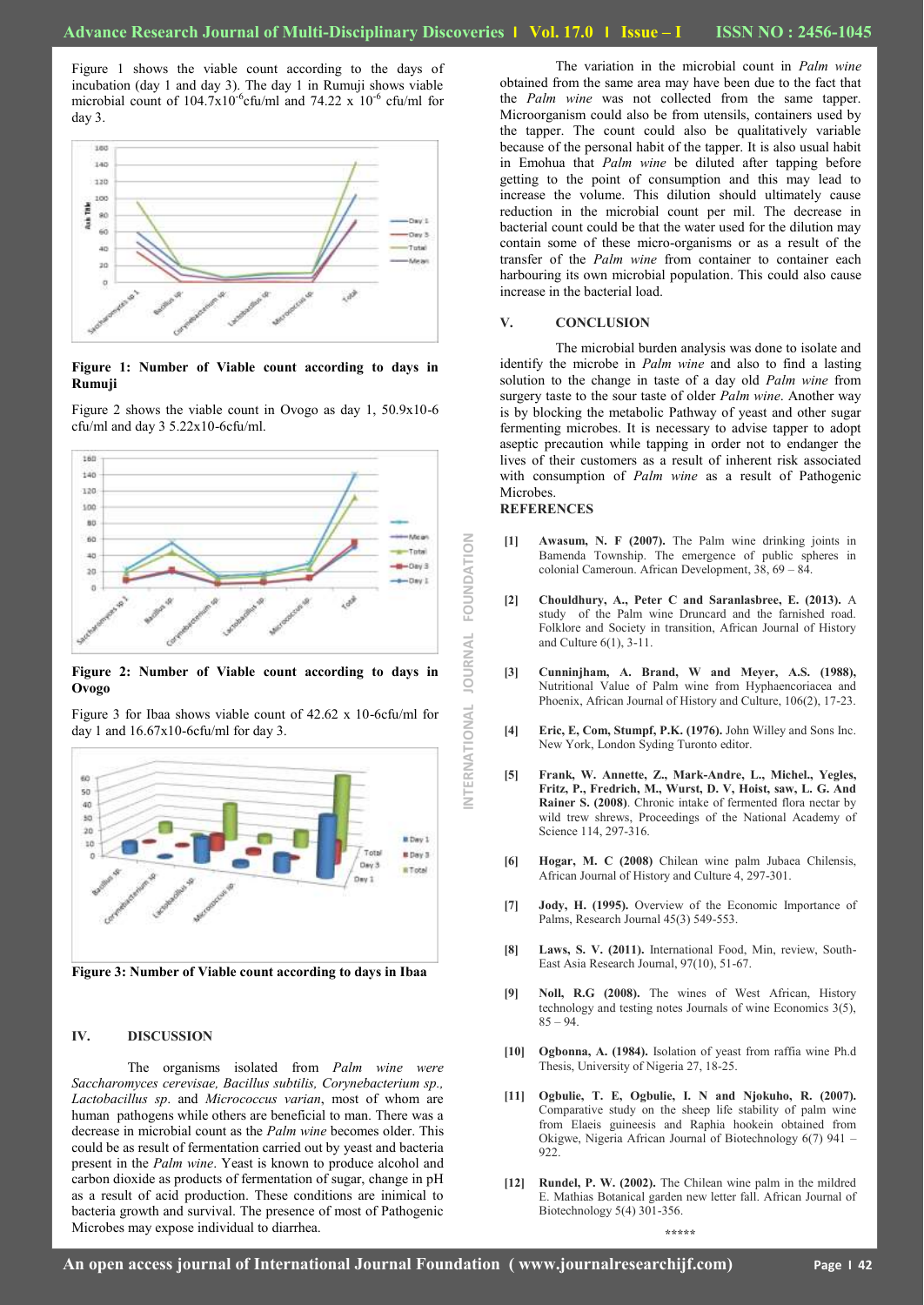Figure 1 shows the viable count according to the days of incubation (day 1 and day 3). The day 1 in Rumuji shows viable microbial count of $104.7 \times 10^{-6}$cfu/ml and $74.22 \times 10^{-6}$ cfu/ml for day 3.

160
140
120
100
80
60
40
20
0
Axis Title
Saccharomyces sp 1
Bacillus sp.
Corynebacterium sp.
Lactobacillus sp.
Micrococcus sp.
Total
Day 1
Day 3
Total
Mean

**Figure 1: Number of Viable count according to days in Rumuji**

Figure 2 shows the viable count in Ovogo as day 1, 50.9x10-6 cfu/ml and day 3 5.22x10-6cfu/ml.

160
140
120
100
80
60
40
20
0
Saccharomyces sp 1
Bacillus sp.
Corynebacterium sp.
Lactobacillus sp.
Micrococcus sp.
Total
Mean
Total
Day 3
Day 1

**Figure 2: Number of Viable count according to days in Ovogo**

Figure 3 for Ibaa shows viable count of 42.62 x 10-6cfu/ml for day 1 and 16.67x10-6cfu/ml for day 3.

60
50
40
30
20
10
0
Bacillus sp.
Corynebacterium sp.
Lactobacillus sp.
Micrococcus sp.
Total
Day 3
Day 1
Day 1
Day 3
Total

**Figure 3: Number of Viable count according to days in Ibaa**

## IV. DISCUSSION

The organisms isolated from *Palm wine were Saccharomyces cerevisae, Bacillus subtilis, Corynebacterium sp., Lactobacillus sp*. and *Micrococcus varian*, most of whom are human pathogens while others are beneficial to man. There was a decrease in microbial count as the *Palm wine* becomes older. This could be as result of fermentation carried out by yeast and bacteria present in the *Palm wine*. Yeast is known to produce alcohol and carbon dioxide as products of fermentation of sugar, change in pH as a result of acid production. These conditions are inimical to bacteria growth and survival. The presence of most of Pathogenic Microbes may expose individual to diarrhea.

The variation in the microbial count in *Palm wine* obtained from the same area may have been due to the fact that the *Palm wine* was not collected from the same tapper. Microorganism could also be from utensils, containers used by the tapper. The count could also be qualitatively variable because of the personal habit of the tapper. It is also usual habit in Emohua that *Palm wine* be diluted after tapping before getting to the point of consumption and this may lead to increase the volume. This dilution should ultimately cause reduction in the microbial count per mil. The decrease in bacterial count could be that the water used for the dilution may contain some of these micro-organisms or as a result of the transfer of the *Palm wine* from container to container each harbouring its own microbial population. This could also cause increase in the bacterial load.

## V. CONCLUSION

The microbial burden analysis was done to isolate and identify the microbe in *Palm wine* and also to find a lasting solution to the change in taste of a day old *Palm wine* from surgery taste to the sour taste of older *Palm wine*. Another way is by blocking the metabolic Pathway of yeast and other sugar fermenting microbes. It is necessary to advise tapper to adopt aseptic precaution while tapping in order not to endanger the lives of their customers as a result of inherent risk associated with consumption of *Palm wine* as a result of Pathogenic Microbes.

## REFERENCES

[1] **Awasum, N. F (2007).** The Palm wine drinking joints in Bamenda Township. The emergence of public spheres in colonial Cameroun. African Development, 38, 69 – 84.

[2] **Chouldhury, A., Peter C and Saranlasbree, E. (2013).** A study of the Palm wine Druncard and the farnished road. Folklore and Society in transition, African Journal of History and Culture 6(1), 3-11.

[3] **Cunninjham, A. Brand, W and Meyer, A.S. (1988),** Nutritional Value of Palm wine from Hyphaencoriacea and Phoenix, African Journal of History and Culture, 106(2), 17-23.

[4] **Eric, E, Com, Stumpf, P.K. (1976).** John Willey and Sons Inc. New York, London Syding Turonto editor.

[5] **Frank, W. Annette, Z., Mark-Andre, L., Michel., Yegles, Fritz, P., Fredrich, M., Wurst, D. V, Hoist, saw, L. G. And Rainer S. (2008)**. Chronic intake of fermented flora nectar by wild trew shrews, Proceedings of the National Academy of Science 114, 297-316.

[6] **Hogar, M. C (2008)** Chilean wine palm Jubaea Chilensis, African Journal of History and Culture 4, 297-301.

[7] **Jody, H. (1995).** Overview of the Economic Importance of Palms, Research Journal 45(3) 549-553.

[8] **Laws, S. V. (2011).** International Food, Min, review, South-East Asia Research Journal, 97(10), 51-67.

[9] **Noll, R.G (2008).** The wines of West African, History technology and testing notes Journals of wine Economics 3(5), 85 – 94.

[10] **Ogbonna, A. (1984).** Isolation of yeast from raffia wine Ph.d Thesis, University of Nigeria 27, 18-25.

[11] **Ogbulie, T. E, Ogbulie, I. N and Njokuho, R. (2007).** Comparative study on the sheep life stability of palm wine from Elaeis guineesis and Raphia hookein obtained from Okigwe, Nigeria African Journal of Biotechnology 6(7) 941 – 922.

[12] **Rundel, P. W. (2002).** The Chilean wine palm in the mildred E. Mathias Botanical garden new letter fall. African Journal of Biotechnology 5(4) 301-356.

\*\*\*\*\*